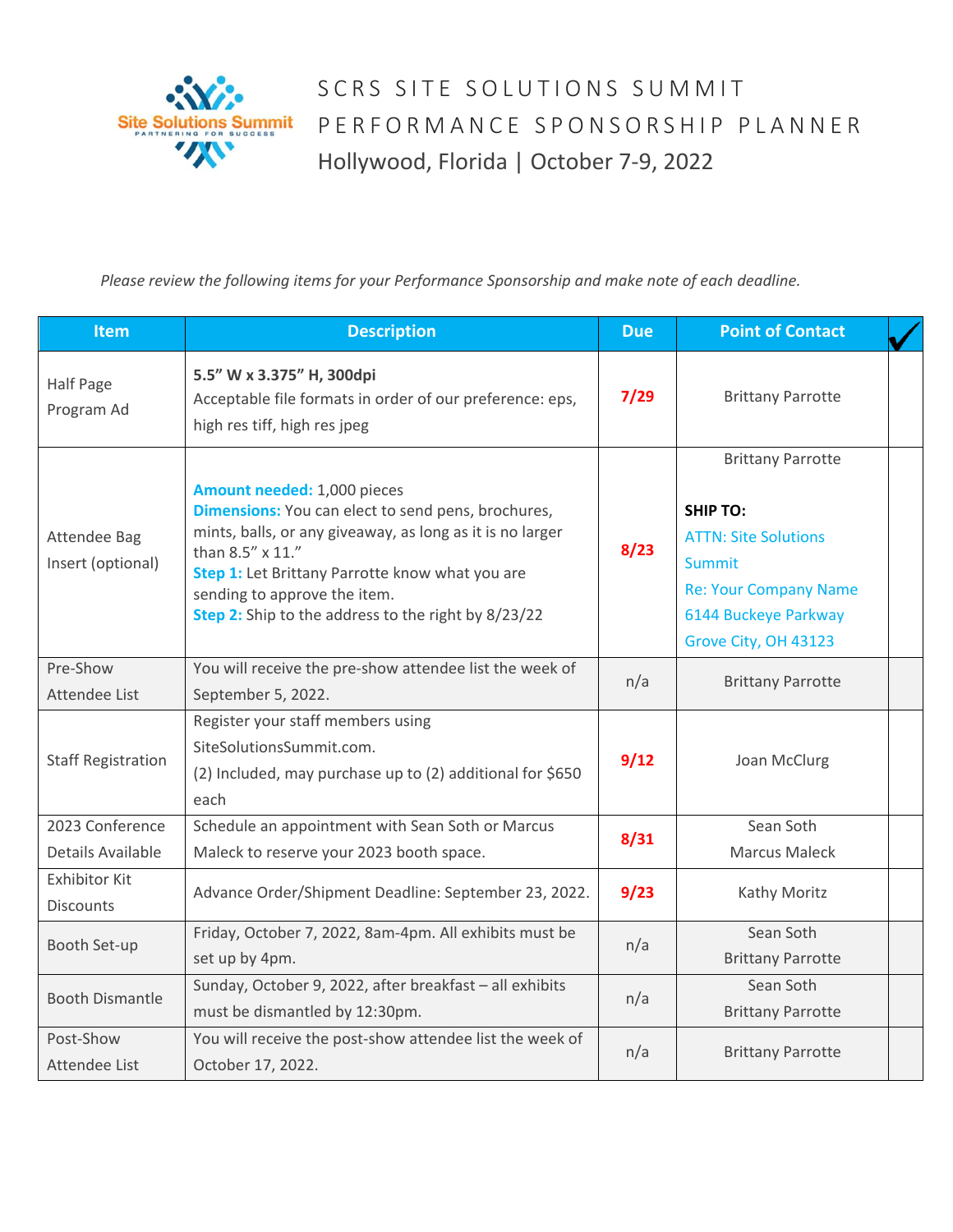# SCRS SITE SOLUTIONS SUMMIT PERFORMANCE SPONSORSHIP PLANNER

Hollywood, Florida | October 7-9, 2022

*Please review the following items for your Performance Sponsorship and make note of each deadline.*

| Item | Description | Due | Point of Contact | ✓ |
|---|---|---|---|---|
| Half Page Program Ad | **5.5" W x 3.375" H, 300dpi** Acceptable file formats in order of our preference: eps, high res tiff, high res jpeg | 7/29 | Brittany Parrotte | |
| Attendee Bag Insert (optional) | **Amount needed:** 1,000 pieces **Dimensions:** You can elect to send pens, brochures, mints, balls, or any giveaway, as long as it is no larger than 8.5" x 11." **Step 1:** Let Brittany Parrotte know what you are sending to approve the item. **Step 2:** Ship to the address to the right by 8/23/22 | 8/23 | Brittany Parrotte **SHIP TO:** ATTN: Site Solutions Summit Re: Your Company Name 6144 Buckeye Parkway Grove City, OH 43123 | |
| Pre-Show Attendee List | You will receive the pre-show attendee list the week of September 5, 2022. | n/a | Brittany Parrotte | |
| Staff Registration | Register your staff members using SiteSolutionsSummit.com. (2) Included, may purchase up to (2) additional for $650 each | 9/12 | Joan McClurg | |
| 2023 Conference Details Available | Schedule an appointment with Sean Soth or Marcus Maleck to reserve your 2023 booth space. | 8/31 | Sean Soth Marcus Maleck | |
| Exhibitor Kit Discounts | Advance Order/Shipment Deadline: September 23, 2022. | 9/23 | Kathy Moritz | |
| Booth Set-up | Friday, October 7, 2022, 8am-4pm. All exhibits must be set up by 4pm. | n/a | Sean Soth Brittany Parrotte | |
| Booth Dismantle | Sunday, October 9, 2022, after breakfast – all exhibits must be dismantled by 12:30pm. | n/a | Sean Soth Brittany Parrotte | |
| Post-Show Attendee List | You will receive the post-show attendee list the week of October 17, 2022. | n/a | Brittany Parrotte | |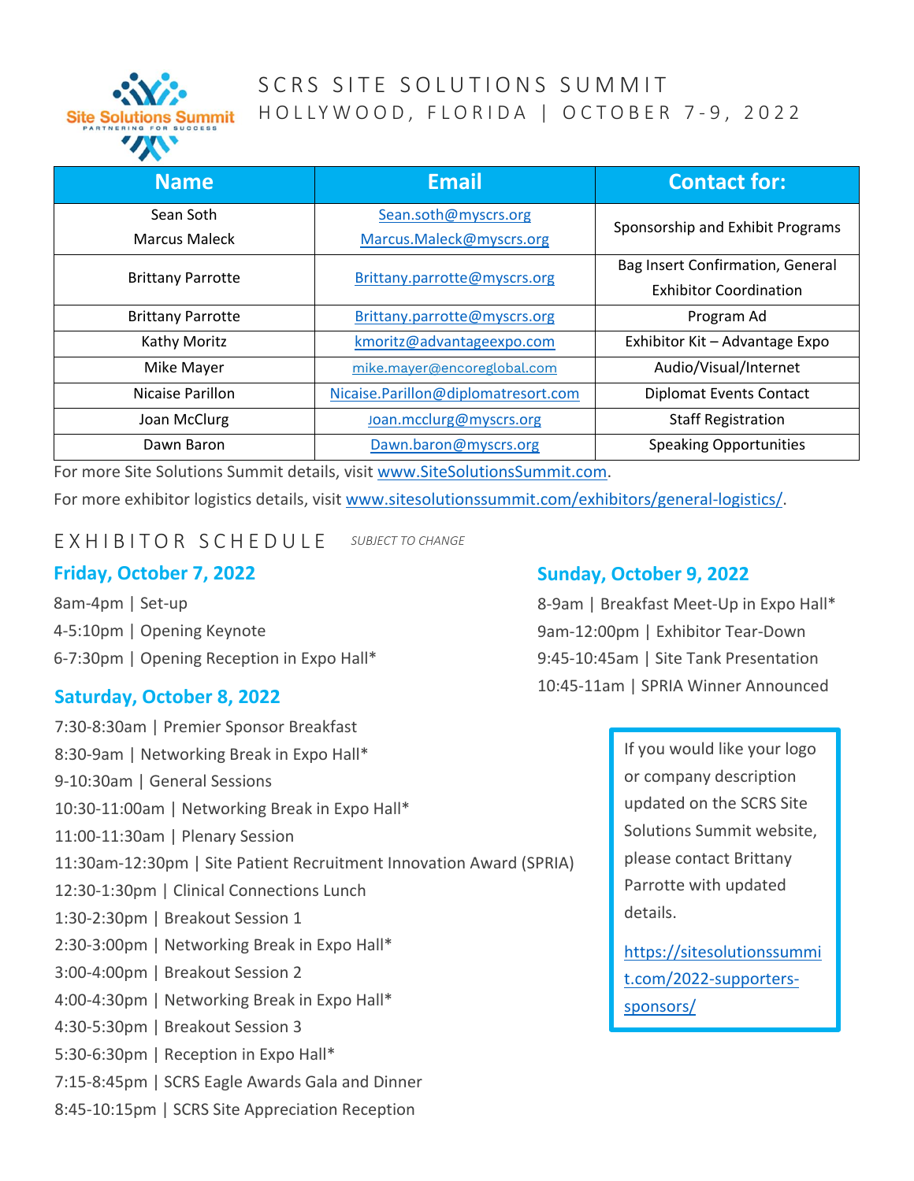# SCRS SITE SOLUTIONS SUMMIT

## HOLLYWOOD, FLORIDA | OCTOBER 7-9, 2022

| Name | Email | Contact for: |
|---|---|---|
| Sean Soth<br>Marcus Maleck | Sean.soth@myscrs.org<br>Marcus.Maleck@myscrs.org | Sponsorship and Exhibit Programs |
| Brittany Parrotte | Brittany.parrotte@myscrs.org | Bag Insert Confirmation, General Exhibitor Coordination |
| Brittany Parrotte | Brittany.parrotte@myscrs.org | Program Ad |
| Kathy Moritz | kmoritz@advantageexpo.com | Exhibitor Kit – Advantage Expo |
| Mike Mayer | mike.mayer@encoreglobal.com | Audio/Visual/Internet |
| Nicaise Parillon | Nicaise.Parillon@diplomatresort.com | Diplomat Events Contact |
| Joan McClurg | Joan.mcclurg@myscrs.org | Staff Registration |
| Dawn Baron | Dawn.baron@myscrs.org | Speaking Opportunities |

For more Site Solutions Summit details, visit www.SiteSolutionsSummit.com.

For more exhibitor logistics details, visit www.sitesolutionssummit.com/exhibitors/general-logistics/.

## EXHIBITOR SCHEDULE *SUBJECT TO CHANGE*

### Friday, October 7, 2022

8am-4pm | Set-up

4-5:10pm | Opening Keynote

6-7:30pm | Opening Reception in Expo Hall*

### Saturday, October 8, 2022

7:30-8:30am | Premier Sponsor Breakfast

8:30-9am | Networking Break in Expo Hall*

9-10:30am | General Sessions

10:30-11:00am | Networking Break in Expo Hall*

11:00-11:30am | Plenary Session

11:30am-12:30pm | Site Patient Recruitment Innovation Award (SPRIA)

12:30-1:30pm | Clinical Connections Lunch

1:30-2:30pm | Breakout Session 1

2:30-3:00pm | Networking Break in Expo Hall*

3:00-4:00pm | Breakout Session 2

4:00-4:30pm | Networking Break in Expo Hall*

4:30-5:30pm | Breakout Session 3

5:30-6:30pm | Reception in Expo Hall*

7:15-8:45pm | SCRS Eagle Awards Gala and Dinner

8:45-10:15pm | SCRS Site Appreciation Reception

### Sunday, October 9, 2022

8-9am | Breakfast Meet-Up in Expo Hall*

9am-12:00pm | Exhibitor Tear-Down

9:45-10:45am | Site Tank Presentation

10:45-11am | SPRIA Winner Announced

If you would like your logo or company description updated on the SCRS Site Solutions Summit website, please contact Brittany Parrotte with updated details.

https://sitesolutionssummit.com/2022-supporters-sponsors/